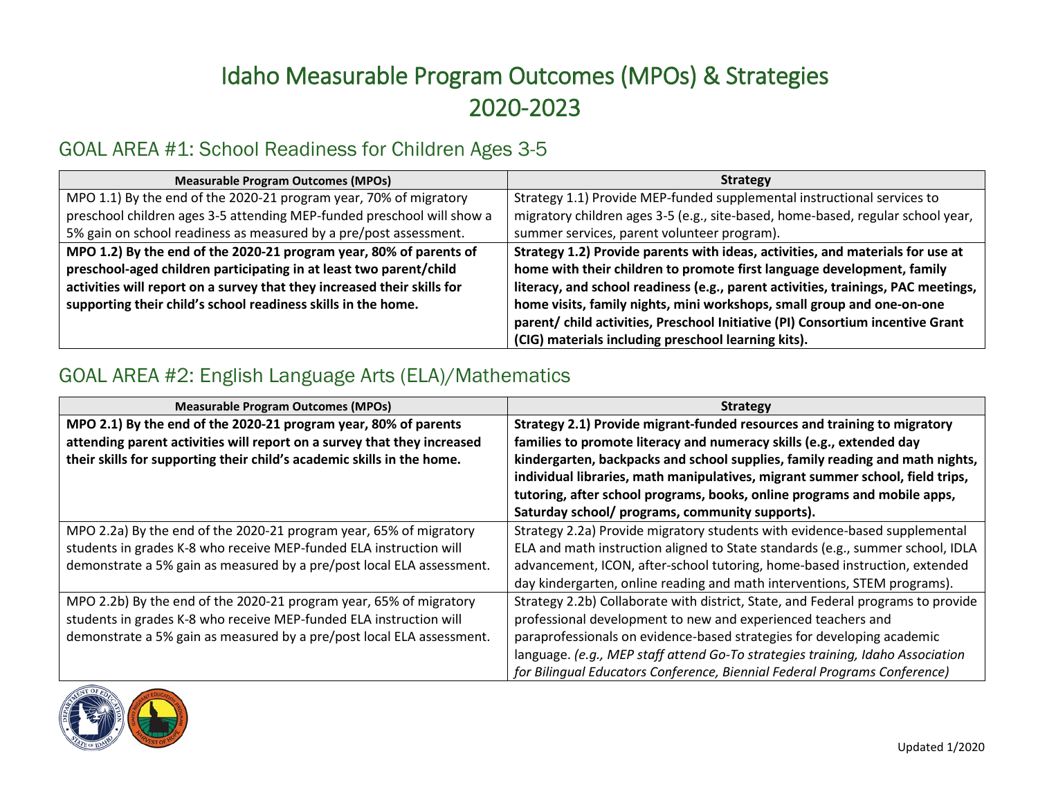# Idaho Measurable Program Outcomes (MPOs) & Strategies 2020-2023

## GOAL AREA #1: School Readiness for Children Ages 3-5

| Measurable Program Outcomes (MPOs) | Strategy |
| --- | --- |
| MPO 1.1) By the end of the 2020-21 program year, 70% of migratory preschool children ages 3-5 attending MEP-funded preschool will show a 5% gain on school readiness as measured by a pre/post assessment. | Strategy 1.1) Provide MEP-funded supplemental instructional services to migratory children ages 3-5 (e.g., site-based, home-based, regular school year, summer services, parent volunteer program). |
| **MPO 1.2) By the end of the 2020-21 program year, 80% of parents of preschool-aged children participating in at least two parent/child activities will report on a survey that they increased their skills for supporting their child's school readiness skills in the home.** | **Strategy 1.2) Provide parents with ideas, activities, and materials for use at home with their children to promote first language development, family literacy, and school readiness (e.g., parent activities, trainings, PAC meetings, home visits, family nights, mini workshops, small group and one-on-one parent/ child activities, Preschool Initiative (PI) Consortium incentive Grant (CIG) materials including preschool learning kits).** |

## GOAL AREA #2: English Language Arts (ELA)/Mathematics

| Measurable Program Outcomes (MPOs) | Strategy |
| --- | --- |
| **MPO 2.1) By the end of the 2020-21 program year, 80% of parents attending parent activities will report on a survey that they increased their skills for supporting their child's academic skills in the home.** | **Strategy 2.1) Provide migrant-funded resources and training to migratory families to promote literacy and numeracy skills (e.g., extended day kindergarten, backpacks and school supplies, family reading and math nights, individual libraries, math manipulatives, migrant summer school, field trips, tutoring, after school programs, books, online programs and mobile apps, Saturday school/ programs, community supports).** |
| MPO 2.2a) By the end of the 2020-21 program year, 65% of migratory students in grades K-8 who receive MEP-funded ELA instruction will demonstrate a 5% gain as measured by a pre/post local ELA assessment. | Strategy 2.2a) Provide migratory students with evidence-based supplemental ELA and math instruction aligned to State standards (e.g., summer school, IDLA advancement, ICON, after-school tutoring, home-based instruction, extended day kindergarten, online reading and math interventions, STEM programs). |
| MPO 2.2b) By the end of the 2020-21 program year, 65% of migratory students in grades K-8 who receive MEP-funded ELA instruction will demonstrate a 5% gain as measured by a pre/post local ELA assessment. | Strategy 2.2b) Collaborate with district, State, and Federal programs to provide professional development to new and experienced teachers and paraprofessionals on evidence-based strategies for developing academic language. *(e.g., MEP staff attend Go-To strategies training, Idaho Association for Bilingual Educators Conference, Biennial Federal Programs Conference)* |

Updated 1/2020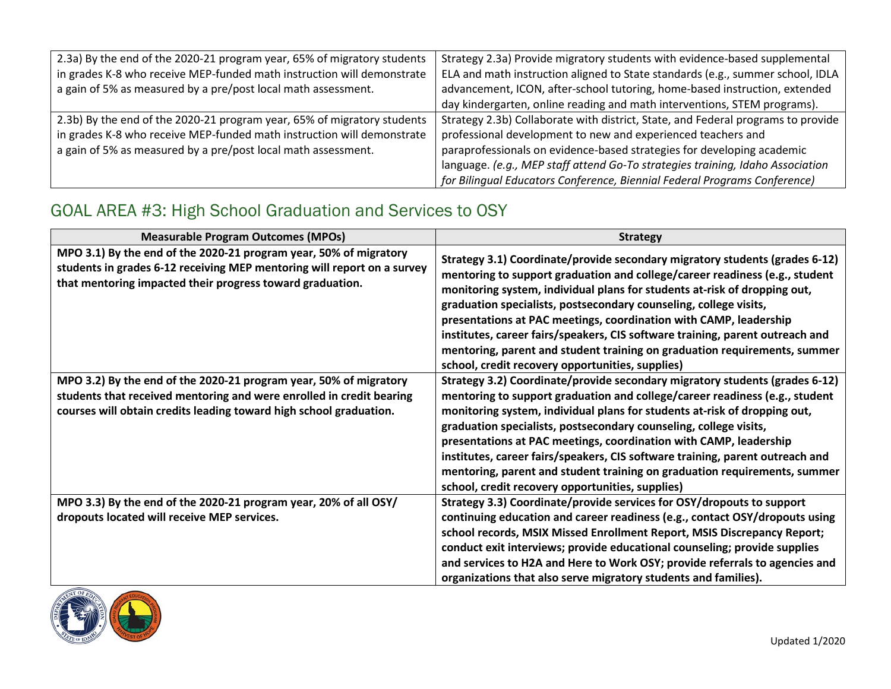| | |
|---|---|
| 2.3a) By the end of the 2020-21 program year, 65% of migratory students in grades K-8 who receive MEP-funded math instruction will demonstrate a gain of 5% as measured by a pre/post local math assessment. | Strategy 2.3a) Provide migratory students with evidence-based supplemental ELA and math instruction aligned to State standards (e.g., summer school, IDLA advancement, ICON, after-school tutoring, home-based instruction, extended day kindergarten, online reading and math interventions, STEM programs). |
| 2.3b) By the end of the 2020-21 program year, 65% of migratory students in grades K-8 who receive MEP-funded math instruction will demonstrate a gain of 5% as measured by a pre/post local math assessment. | Strategy 2.3b) Collaborate with district, State, and Federal programs to provide professional development to new and experienced teachers and paraprofessionals on evidence-based strategies for developing academic language. *(e.g., MEP staff attend Go-To strategies training, Idaho Association for Bilingual Educators Conference, Biennial Federal Programs Conference)* |

## GOAL AREA #3: High School Graduation and Services to OSY

| Measurable Program Outcomes (MPOs) | Strategy |
|---|---|
| **MPO 3.1) By the end of the 2020-21 program year, 50% of migratory students in grades 6-12 receiving MEP mentoring will report on a survey that mentoring impacted their progress toward graduation.** | **Strategy 3.1) Coordinate/provide secondary migratory students (grades 6-12) mentoring to support graduation and college/career readiness (e.g., student monitoring system, individual plans for students at-risk of dropping out, graduation specialists, postsecondary counseling, college visits, presentations at PAC meetings, coordination with CAMP, leadership institutes, career fairs/speakers, CIS software training, parent outreach and mentoring, parent and student training on graduation requirements, summer school, credit recovery opportunities, supplies)** |
| **MPO 3.2) By the end of the 2020-21 program year, 50% of migratory students that received mentoring and were enrolled in credit bearing courses will obtain credits leading toward high school graduation.** | **Strategy 3.2) Coordinate/provide secondary migratory students (grades 6-12) mentoring to support graduation and college/career readiness (e.g., student monitoring system, individual plans for students at-risk of dropping out, graduation specialists, postsecondary counseling, college visits, presentations at PAC meetings, coordination with CAMP, leadership institutes, career fairs/speakers, CIS software training, parent outreach and mentoring, parent and student training on graduation requirements, summer school, credit recovery opportunities, supplies)** |
| **MPO 3.3) By the end of the 2020-21 program year, 20% of all OSY/ dropouts located will receive MEP services.** | **Strategy 3.3) Coordinate/provide services for OSY/dropouts to support continuing education and career readiness (e.g., contact OSY/dropouts using school records, MSIX Missed Enrollment Report, MSIS Discrepancy Report; conduct exit interviews; provide educational counseling; provide supplies and services to H2A and Here to Work OSY; provide referrals to agencies and organizations that also serve migratory students and families).** |

Updated 1/2020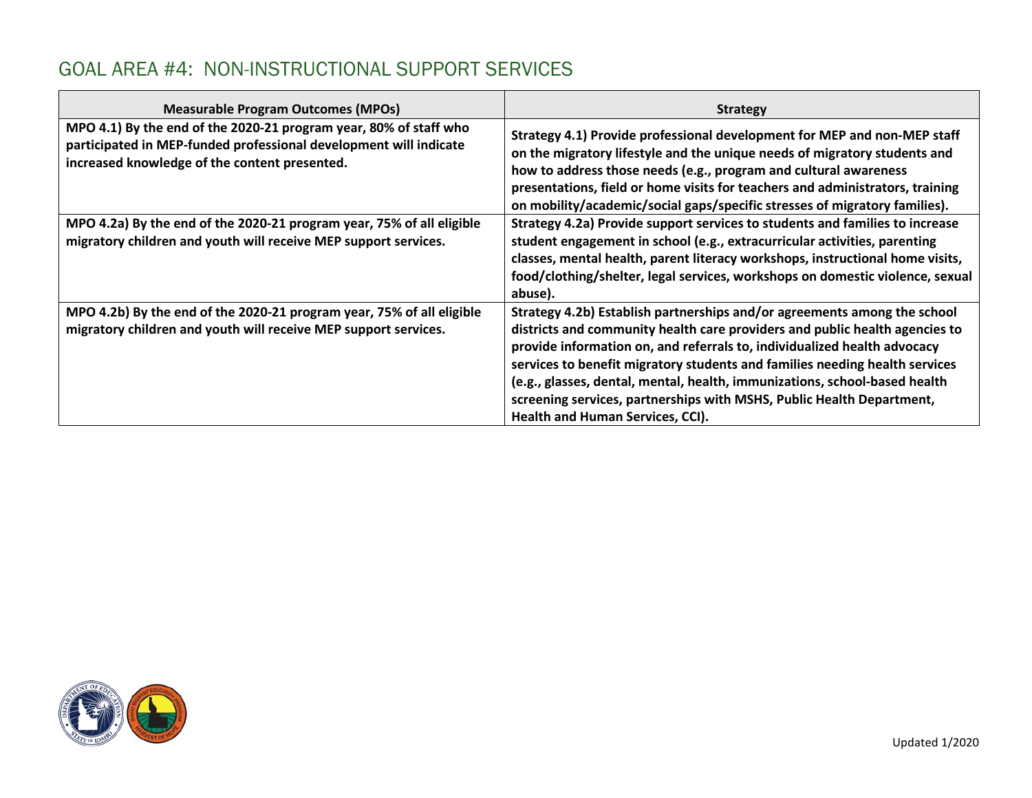## GOAL AREA #4: NON-INSTRUCTIONAL SUPPORT SERVICES

| Measurable Program Outcomes (MPOs) | Strategy |
|---|---|
| **MPO 4.1) By the end of the 2020-21 program year, 80% of staff who participated in MEP-funded professional development will indicate increased knowledge of the content presented.** | **Strategy 4.1) Provide professional development for MEP and non-MEP staff on the migratory lifestyle and the unique needs of migratory students and how to address those needs (e.g., program and cultural awareness presentations, field or home visits for teachers and administrators, training on mobility/academic/social gaps/specific stresses of migratory families).** |
| **MPO 4.2a) By the end of the 2020-21 program year, 75% of all eligible migratory children and youth will receive MEP support services.** | **Strategy 4.2a) Provide support services to students and families to increase student engagement in school (e.g., extracurricular activities, parenting classes, mental health, parent literacy workshops, instructional home visits, food/clothing/shelter, legal services, workshops on domestic violence, sexual abuse).** |
| **MPO 4.2b) By the end of the 2020-21 program year, 75% of all eligible migratory children and youth will receive MEP support services.** | **Strategy 4.2b) Establish partnerships and/or agreements among the school districts and community health care providers and public health agencies to provide information on, and referrals to, individualized health advocacy services to benefit migratory students and families needing health services (e.g., glasses, dental, mental, health, immunizations, school-based health screening services, partnerships with MSHS, Public Health Department, Health and Human Services, CCI).** |

Updated 1/2020